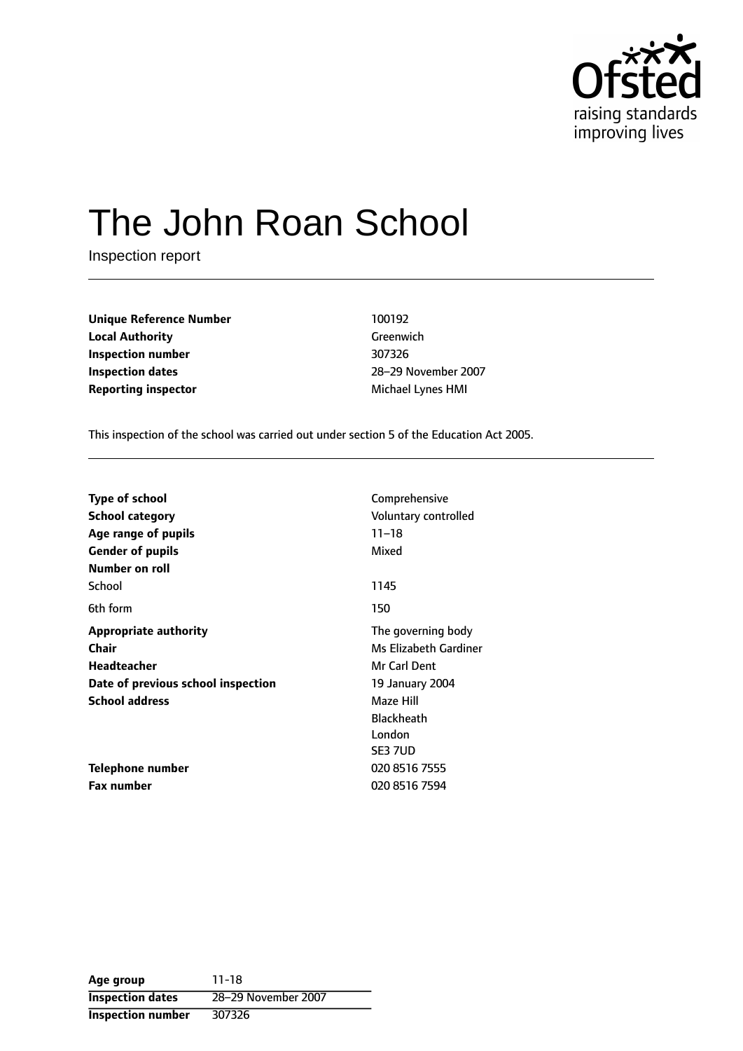# The John Roan School

Inspection report

| | |
|---|---|
| **Unique Reference Number** | 100192 |
| **Local Authority** | Greenwich |
| **Inspection number** | 307326 |
| **Inspection dates** | 28–29 November 2007 |
| **Reporting inspector** | Michael Lynes HMI |

This inspection of the school was carried out under section 5 of the Education Act 2005.

| | |
|---|---|
| **Type of school** | Comprehensive |
| **School category** | Voluntary controlled |
| **Age range of pupils** | 11–18 |
| **Gender of pupils** | Mixed |
| **Number on roll** | |
| School | 1145 |
| 6th form | 150 |
| **Appropriate authority** | The governing body |
| **Chair** | Ms Elizabeth Gardiner |
| **Headteacher** | Mr Carl Dent |
| **Date of previous school inspection** | 19 January 2004 |
| **School address** | Maze Hill<br>Blackheath<br>London<br>SE3 7UD |
| **Telephone number** | 020 8516 7555 |
| **Fax number** | 020 8516 7594 |

| | |
|---|---|
| **Age group** | 11-18 |
| **Inspection dates** | 28–29 November 2007 |
| **Inspection number** | 307326 |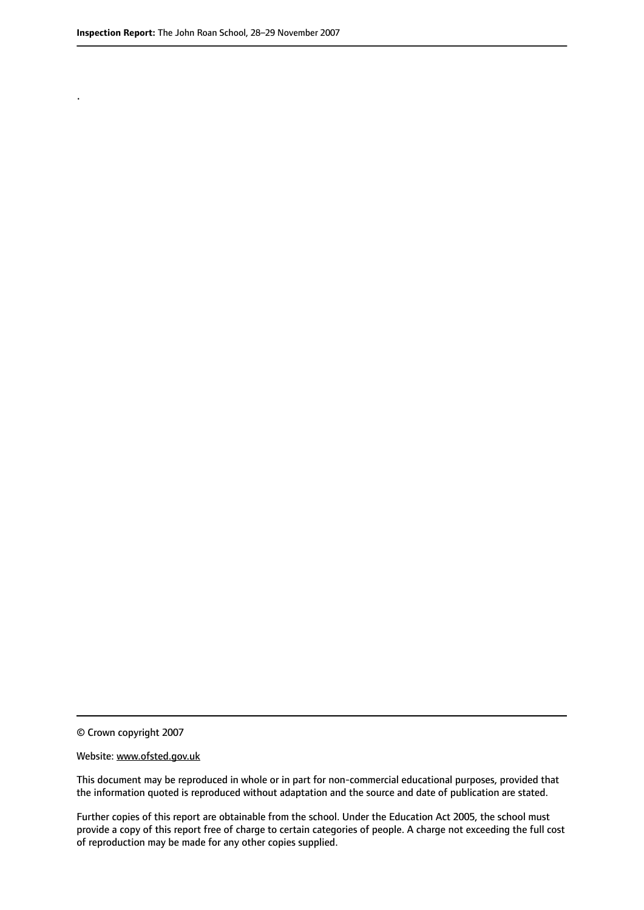.

© Crown copyright 2007

Website: www.ofsted.gov.uk

This document may be reproduced in whole or in part for non-commercial educational purposes, provided that the information quoted is reproduced without adaptation and the source and date of publication are stated.

Further copies of this report are obtainable from the school. Under the Education Act 2005, the school must provide a copy of this report free of charge to certain categories of people. A charge not exceeding the full cost of reproduction may be made for any other copies supplied.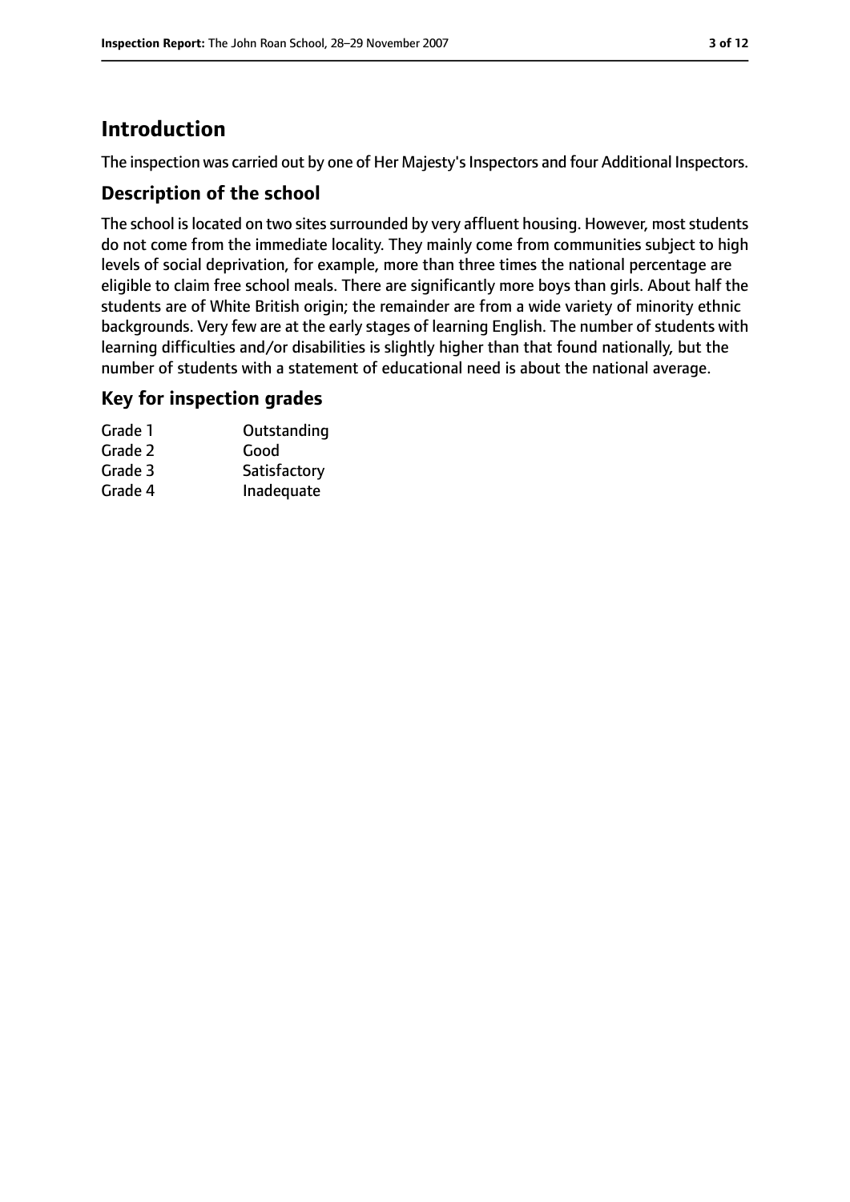# Introduction

The inspection was carried out by one of Her Majesty's Inspectors and four Additional Inspectors.

## Description of the school

The school is located on two sites surrounded by very affluent housing. However, most students do not come from the immediate locality. They mainly come from communities subject to high levels of social deprivation, for example, more than three times the national percentage are eligible to claim free school meals. There are significantly more boys than girls. About half the students are of White British origin; the remainder are from a wide variety of minority ethnic backgrounds. Very few are at the early stages of learning English. The number of students with learning difficulties and/or disabilities is slightly higher than that found nationally, but the number of students with a statement of educational need is about the national average.

## Key for inspection grades

| | |
|---|---|
| Grade 1 | Outstanding |
| Grade 2 | Good |
| Grade 3 | Satisfactory |
| Grade 4 | Inadequate |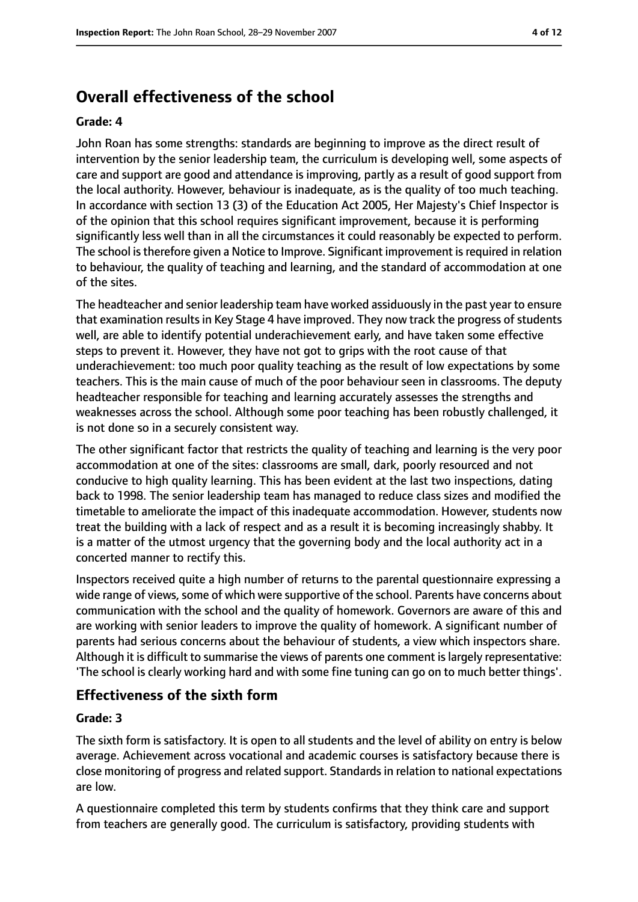## Overall effectiveness of the school

**Grade: 4**

John Roan has some strengths: standards are beginning to improve as the direct result of intervention by the senior leadership team, the curriculum is developing well, some aspects of care and support are good and attendance is improving, partly as a result of good support from the local authority. However, behaviour is inadequate, as is the quality of too much teaching. In accordance with section 13 (3) of the Education Act 2005, Her Majesty's Chief Inspector is of the opinion that this school requires significant improvement, because it is performing significantly less well than in all the circumstances it could reasonably be expected to perform. The school is therefore given a Notice to Improve. Significant improvement is required in relation to behaviour, the quality of teaching and learning, and the standard of accommodation at one of the sites.

The headteacher and senior leadership team have worked assiduously in the past year to ensure that examination results in Key Stage 4 have improved. They now track the progress of students well, are able to identify potential underachievement early, and have taken some effective steps to prevent it. However, they have not got to grips with the root cause of that underachievement: too much poor quality teaching as the result of low expectations by some teachers. This is the main cause of much of the poor behaviour seen in classrooms. The deputy headteacher responsible for teaching and learning accurately assesses the strengths and weaknesses across the school. Although some poor teaching has been robustly challenged, it is not done so in a securely consistent way.

The other significant factor that restricts the quality of teaching and learning is the very poor accommodation at one of the sites: classrooms are small, dark, poorly resourced and not conducive to high quality learning. This has been evident at the last two inspections, dating back to 1998. The senior leadership team has managed to reduce class sizes and modified the timetable to ameliorate the impact of this inadequate accommodation. However, students now treat the building with a lack of respect and as a result it is becoming increasingly shabby. It is a matter of the utmost urgency that the governing body and the local authority act in a concerted manner to rectify this.

Inspectors received quite a high number of returns to the parental questionnaire expressing a wide range of views, some of which were supportive of the school. Parents have concerns about communication with the school and the quality of homework. Governors are aware of this and are working with senior leaders to improve the quality of homework. A significant number of parents had serious concerns about the behaviour of students, a view which inspectors share. Although it is difficult to summarise the views of parents one comment is largely representative: 'The school is clearly working hard and with some fine tuning can go on to much better things'.

### Effectiveness of the sixth form

**Grade: 3**

The sixth form is satisfactory. It is open to all students and the level of ability on entry is below average. Achievement across vocational and academic courses is satisfactory because there is close monitoring of progress and related support. Standards in relation to national expectations are low.

A questionnaire completed this term by students confirms that they think care and support from teachers are generally good. The curriculum is satisfactory, providing students with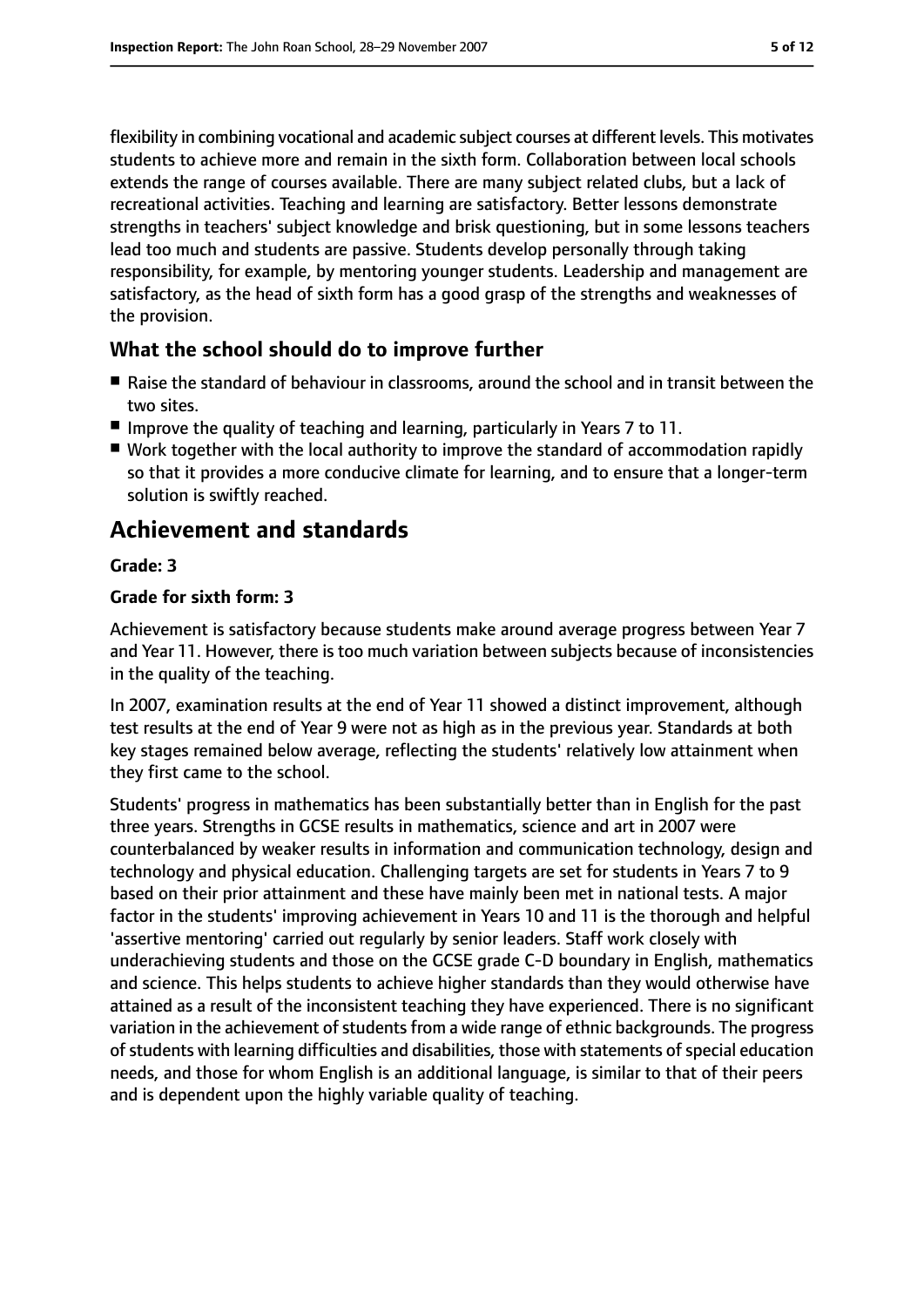flexibility in combining vocational and academic subject courses at different levels. This motivates students to achieve more and remain in the sixth form. Collaboration between local schools extends the range of courses available. There are many subject related clubs, but a lack of recreational activities. Teaching and learning are satisfactory. Better lessons demonstrate strengths in teachers' subject knowledge and brisk questioning, but in some lessons teachers lead too much and students are passive. Students develop personally through taking responsibility, for example, by mentoring younger students. Leadership and management are satisfactory, as the head of sixth form has a good grasp of the strengths and weaknesses of the provision.

### What the school should do to improve further

- Raise the standard of behaviour in classrooms, around the school and in transit between the two sites.
- Improve the quality of teaching and learning, particularly in Years 7 to 11.
- Work together with the local authority to improve the standard of accommodation rapidly so that it provides a more conducive climate for learning, and to ensure that a longer-term solution is swiftly reached.

## Achievement and standards

**Grade: 3**

**Grade for sixth form: 3**

Achievement is satisfactory because students make around average progress between Year 7 and Year 11. However, there is too much variation between subjects because of inconsistencies in the quality of the teaching.

In 2007, examination results at the end of Year 11 showed a distinct improvement, although test results at the end of Year 9 were not as high as in the previous year. Standards at both key stages remained below average, reflecting the students' relatively low attainment when they first came to the school.

Students' progress in mathematics has been substantially better than in English for the past three years. Strengths in GCSE results in mathematics, science and art in 2007 were counterbalanced by weaker results in information and communication technology, design and technology and physical education. Challenging targets are set for students in Years 7 to 9 based on their prior attainment and these have mainly been met in national tests. A major factor in the students' improving achievement in Years 10 and 11 is the thorough and helpful 'assertive mentoring' carried out regularly by senior leaders. Staff work closely with underachieving students and those on the GCSE grade C-D boundary in English, mathematics and science. This helps students to achieve higher standards than they would otherwise have attained as a result of the inconsistent teaching they have experienced. There is no significant variation in the achievement of students from a wide range of ethnic backgrounds. The progress of students with learning difficulties and disabilities, those with statements of special education needs, and those for whom English is an additional language, is similar to that of their peers and is dependent upon the highly variable quality of teaching.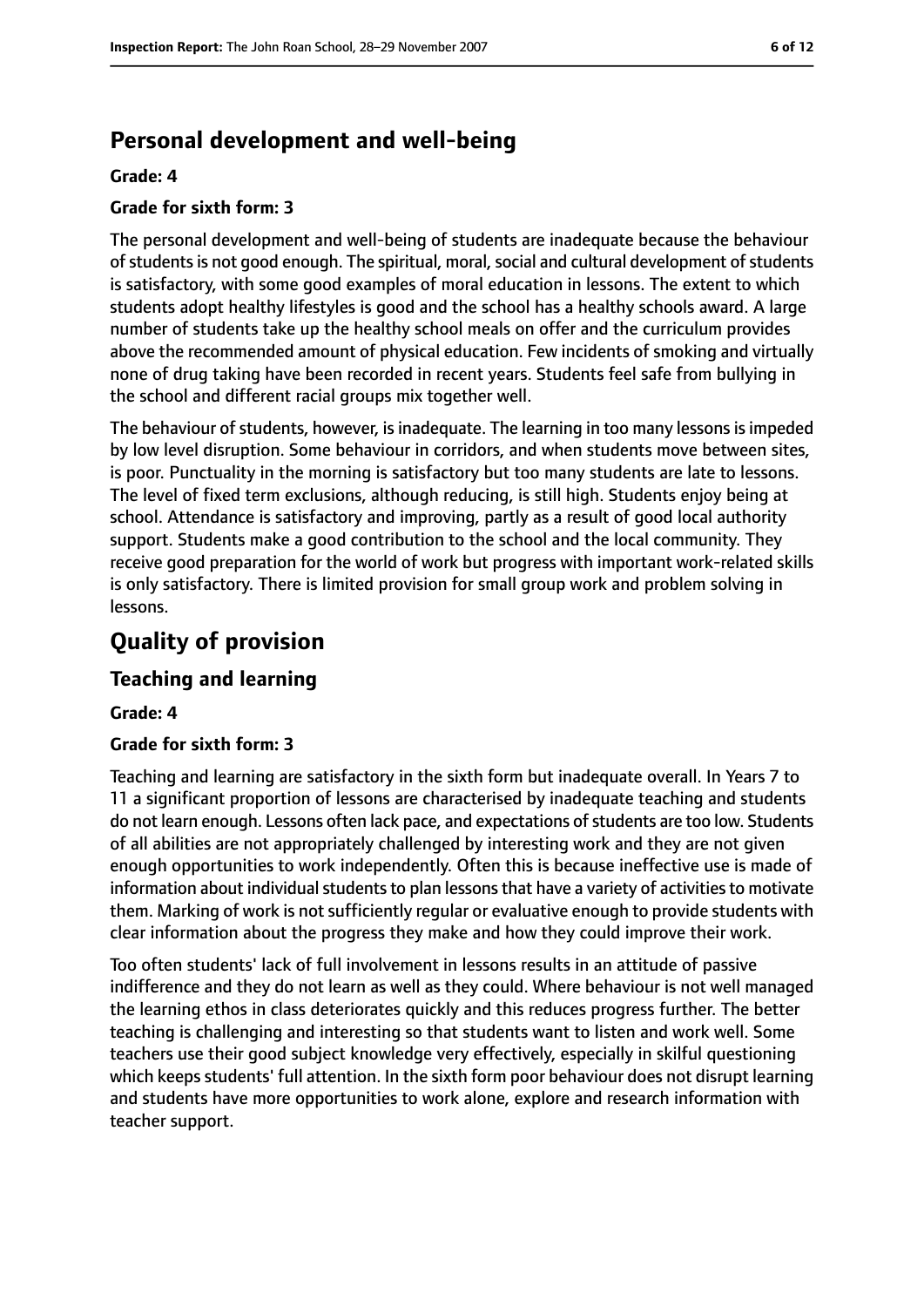## Personal development and well-being

**Grade: 4**

**Grade for sixth form: 3**

The personal development and well-being of students are inadequate because the behaviour of students is not good enough. The spiritual, moral, social and cultural development of students is satisfactory, with some good examples of moral education in lessons. The extent to which students adopt healthy lifestyles is good and the school has a healthy schools award. A large number of students take up the healthy school meals on offer and the curriculum provides above the recommended amount of physical education. Few incidents of smoking and virtually none of drug taking have been recorded in recent years. Students feel safe from bullying in the school and different racial groups mix together well.

The behaviour of students, however, is inadequate. The learning in too many lessons is impeded by low level disruption. Some behaviour in corridors, and when students move between sites, is poor. Punctuality in the morning is satisfactory but too many students are late to lessons. The level of fixed term exclusions, although reducing, is still high. Students enjoy being at school. Attendance is satisfactory and improving, partly as a result of good local authority support. Students make a good contribution to the school and the local community. They receive good preparation for the world of work but progress with important work-related skills is only satisfactory. There is limited provision for small group work and problem solving in lessons.

# Quality of provision

## Teaching and learning

**Grade: 4**

**Grade for sixth form: 3**

Teaching and learning are satisfactory in the sixth form but inadequate overall. In Years 7 to 11 a significant proportion of lessons are characterised by inadequate teaching and students do not learn enough. Lessons often lack pace, and expectations of students are too low. Students of all abilities are not appropriately challenged by interesting work and they are not given enough opportunities to work independently. Often this is because ineffective use is made of information about individual students to plan lessons that have a variety of activities to motivate them. Marking of work is not sufficiently regular or evaluative enough to provide students with clear information about the progress they make and how they could improve their work.

Too often students' lack of full involvement in lessons results in an attitude of passive indifference and they do not learn as well as they could. Where behaviour is not well managed the learning ethos in class deteriorates quickly and this reduces progress further. The better teaching is challenging and interesting so that students want to listen and work well. Some teachers use their good subject knowledge very effectively, especially in skilful questioning which keeps students' full attention. In the sixth form poor behaviour does not disrupt learning and students have more opportunities to work alone, explore and research information with teacher support.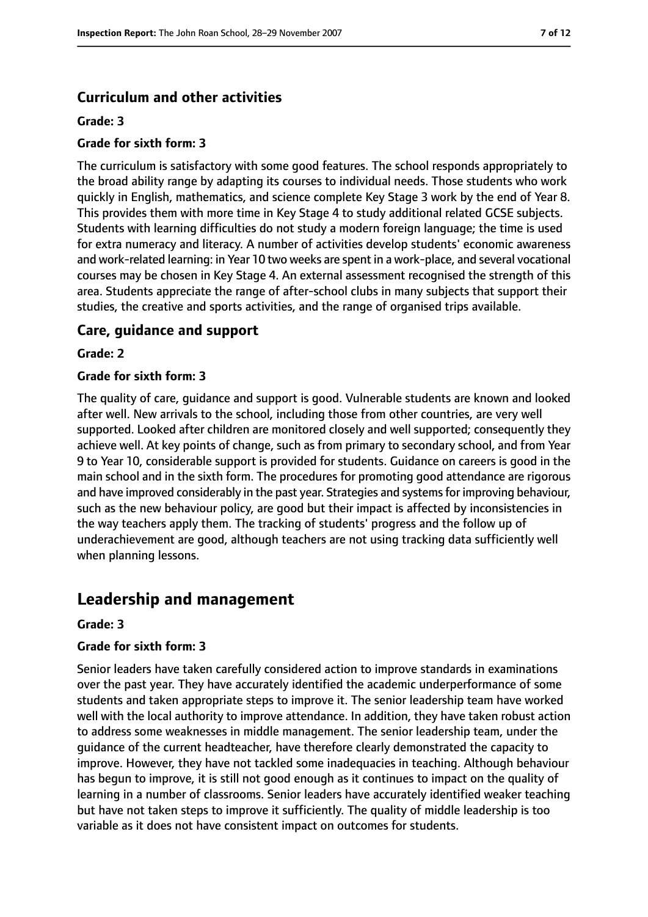### Curriculum and other activities

#### Grade: 3

#### Grade for sixth form: 3

The curriculum is satisfactory with some good features. The school responds appropriately to the broad ability range by adapting its courses to individual needs. Those students who work quickly in English, mathematics, and science complete Key Stage 3 work by the end of Year 8. This provides them with more time in Key Stage 4 to study additional related GCSE subjects. Students with learning difficulties do not study a modern foreign language; the time is used for extra numeracy and literacy. A number of activities develop students' economic awareness and work-related learning: in Year 10 two weeks are spent in a work-place, and several vocational courses may be chosen in Key Stage 4. An external assessment recognised the strength of this area. Students appreciate the range of after-school clubs in many subjects that support their studies, the creative and sports activities, and the range of organised trips available.

### Care, guidance and support

#### Grade: 2

#### Grade for sixth form: 3

The quality of care, guidance and support is good. Vulnerable students are known and looked after well. New arrivals to the school, including those from other countries, are very well supported. Looked after children are monitored closely and well supported; consequently they achieve well. At key points of change, such as from primary to secondary school, and from Year 9 to Year 10, considerable support is provided for students. Guidance on careers is good in the main school and in the sixth form. The procedures for promoting good attendance are rigorous and have improved considerably in the past year. Strategies and systems for improving behaviour, such as the new behaviour policy, are good but their impact is affected by inconsistencies in the way teachers apply them. The tracking of students' progress and the follow up of underachievement are good, although teachers are not using tracking data sufficiently well when planning lessons.

## Leadership and management

#### Grade: 3

#### Grade for sixth form: 3

Senior leaders have taken carefully considered action to improve standards in examinations over the past year. They have accurately identified the academic underperformance of some students and taken appropriate steps to improve it. The senior leadership team have worked well with the local authority to improve attendance. In addition, they have taken robust action to address some weaknesses in middle management. The senior leadership team, under the guidance of the current headteacher, have therefore clearly demonstrated the capacity to improve. However, they have not tackled some inadequacies in teaching. Although behaviour has begun to improve, it is still not good enough as it continues to impact on the quality of learning in a number of classrooms. Senior leaders have accurately identified weaker teaching but have not taken steps to improve it sufficiently. The quality of middle leadership is too variable as it does not have consistent impact on outcomes for students.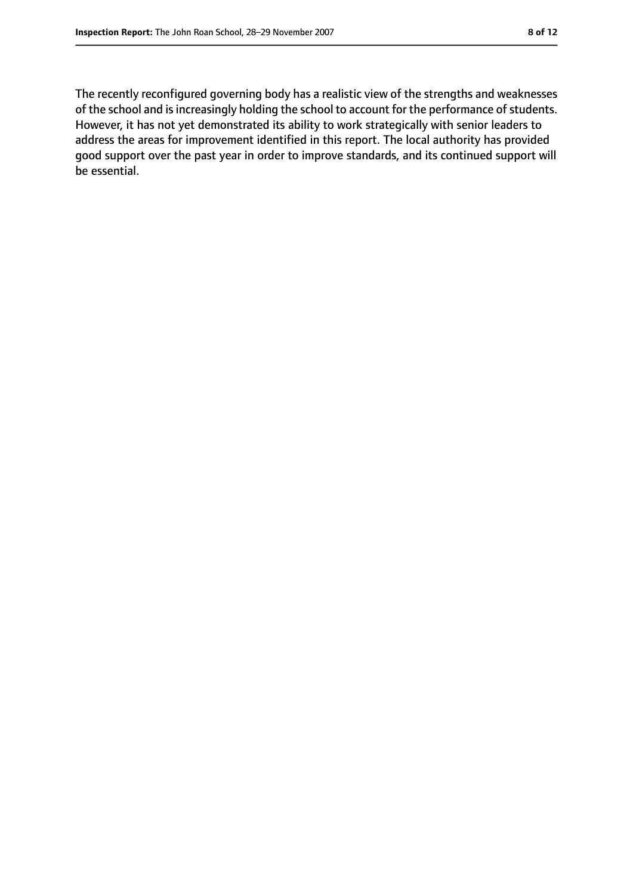The recently reconfigured governing body has a realistic view of the strengths and weaknesses of the school and is increasingly holding the school to account for the performance of students. However, it has not yet demonstrated its ability to work strategically with senior leaders to address the areas for improvement identified in this report. The local authority has provided good support over the past year in order to improve standards, and its continued support will be essential.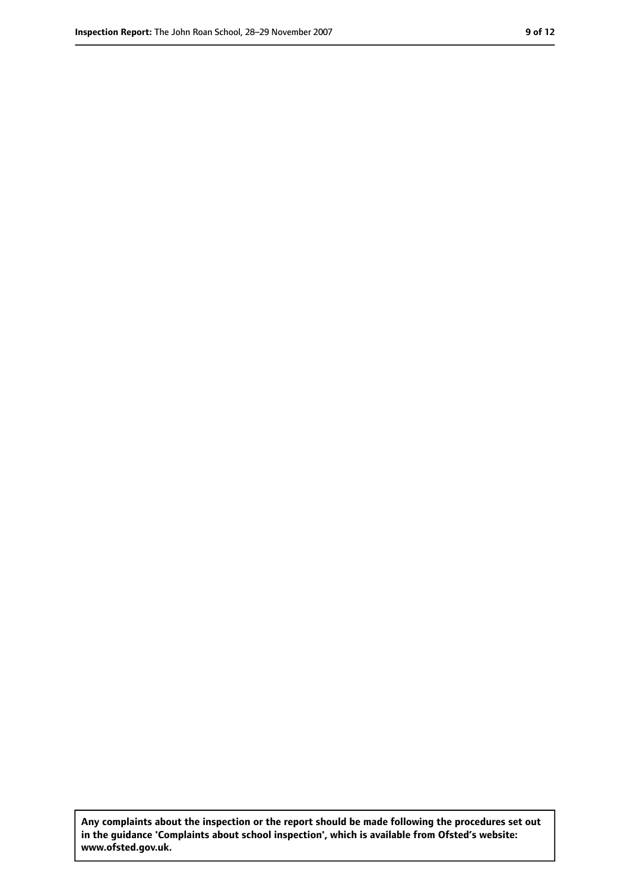**Any complaints about the inspection or the report should be made following the procedures set out in the guidance 'Complaints about school inspection', which is available from Ofsted's website: www.ofsted.gov.uk.**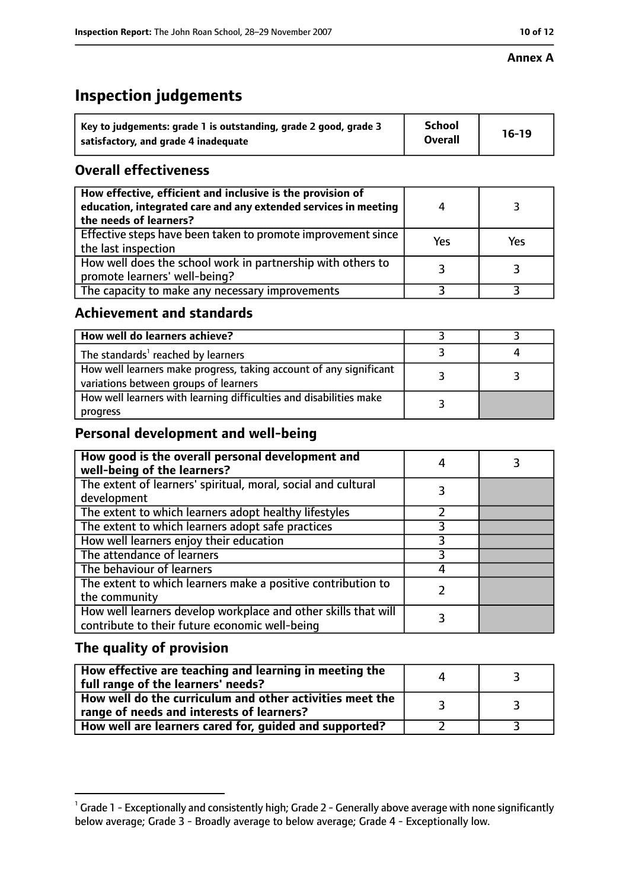**Annex A**

# Inspection judgements

| Key to judgements: grade 1 is outstanding, grade 2 good, grade 3 satisfactory, and grade 4 inadequate | School Overall | 16-19 |
|---|---|---|

## Overall effectiveness

| | | |
|---|---|---|
| How effective, efficient and inclusive is the provision of education, integrated care and any extended services in meeting the needs of learners? | 4 | 3 |
| Effective steps have been taken to promote improvement since the last inspection | Yes | Yes |
| How well does the school work in partnership with others to promote learners' well-being? | 3 | 3 |
| The capacity to make any necessary improvements | 3 | 3 |

## Achievement and standards

| | | |
|---|---|---|
| How well do learners achieve? | 3 | 3 |
| The standards[1] reached by learners | 3 | 4 |
| How well learners make progress, taking account of any significant variations between groups of learners | 3 | 3 |
| How well learners with learning difficulties and disabilities make progress | 3 | |

## Personal development and well-being

| | | |
|---|---|---|
| How good is the overall personal development and well-being of the learners? | 4 | 3 |
| The extent of learners' spiritual, moral, social and cultural development | 3 | |
| The extent to which learners adopt healthy lifestyles | 2 | |
| The extent to which learners adopt safe practices | 3 | |
| How well learners enjoy their education | 3 | |
| The attendance of learners | 3 | |
| The behaviour of learners | 4 | |
| The extent to which learners make a positive contribution to the community | 2 | |
| How well learners develop workplace and other skills that will contribute to their future economic well-being | 3 | |

## The quality of provision

| | | |
|---|---|---|
| How effective are teaching and learning in meeting the full range of the learners' needs? | 4 | 3 |
| How well do the curriculum and other activities meet the range of needs and interests of learners? | 3 | 3 |
| How well are learners cared for, guided and supported? | 2 | 3 |

[1] Grade 1 - Exceptionally and consistently high; Grade 2 - Generally above average with none significantly below average; Grade 3 - Broadly average to below average; Grade 4 - Exceptionally low.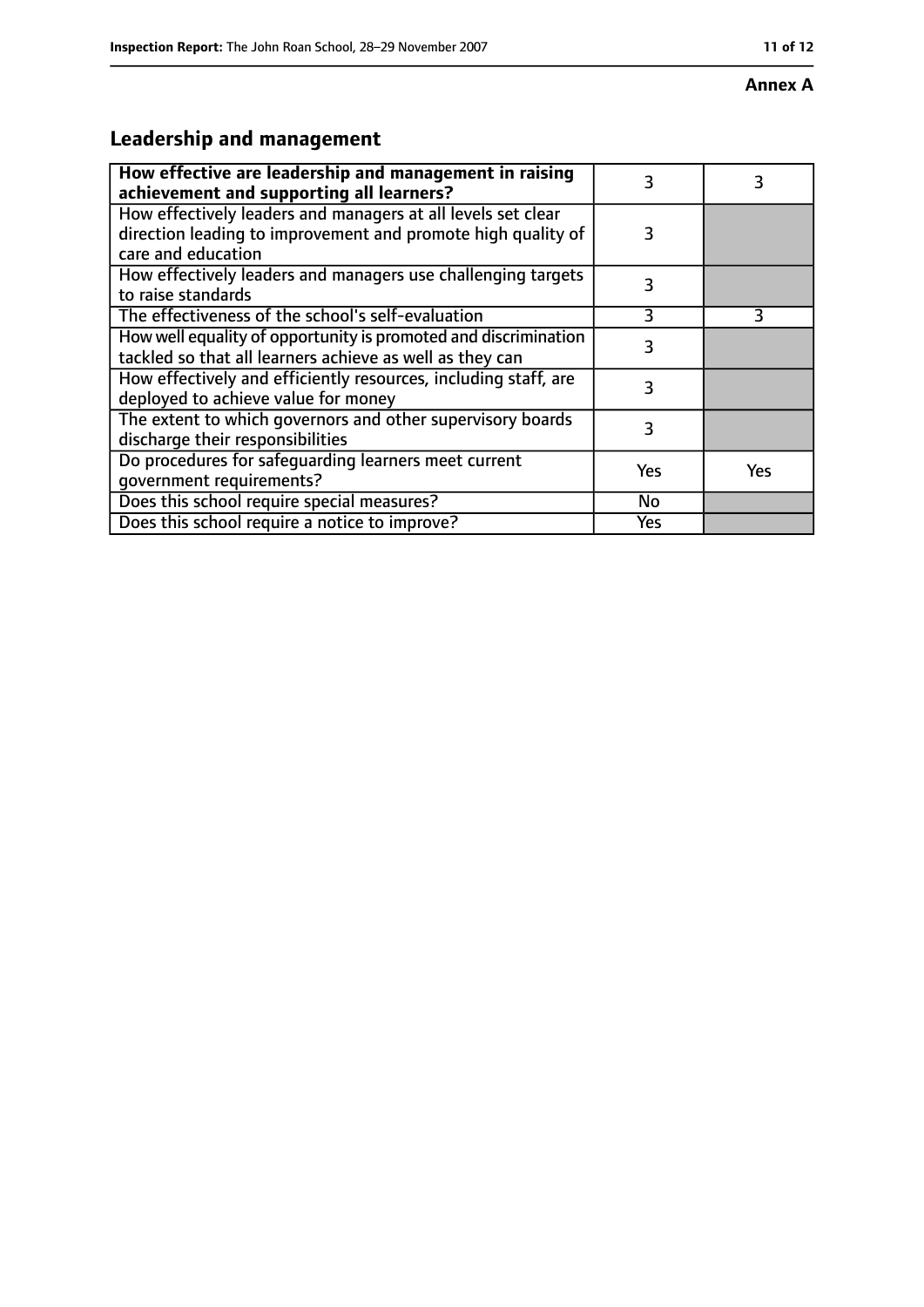**Annex A**

## Leadership and management

| How effective are leadership and management in raising achievement and supporting all learners? | 3 | 3 |
|---|---|---|
| How effectively leaders and managers at all levels set clear direction leading to improvement and promote high quality of care and education | 3 | |
| How effectively leaders and managers use challenging targets to raise standards | 3 | |
| The effectiveness of the school's self-evaluation | 3 | 3 |
| How well equality of opportunity is promoted and discrimination tackled so that all learners achieve as well as they can | 3 | |
| How effectively and efficiently resources, including staff, are deployed to achieve value for money | 3 | |
| The extent to which governors and other supervisory boards discharge their responsibilities | 3 | |
| Do procedures for safeguarding learners meet current government requirements? | Yes | Yes |
| Does this school require special measures? | No | |
| Does this school require a notice to improve? | Yes | |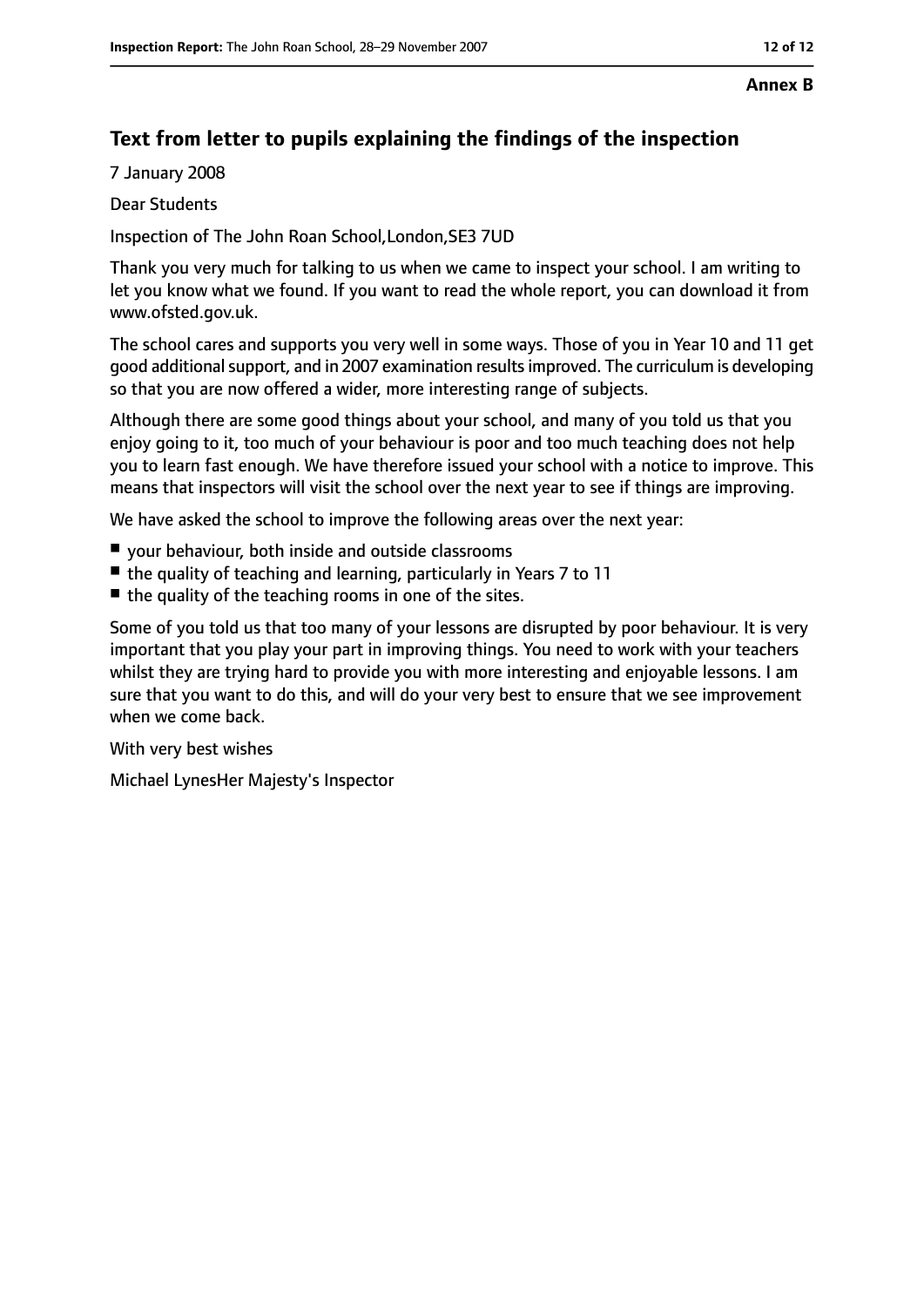**Annex B**

## Text from letter to pupils explaining the findings of the inspection

7 January 2008

Dear Students

Inspection of The John Roan School,London,SE3 7UD

Thank you very much for talking to us when we came to inspect your school. I am writing to let you know what we found. If you want to read the whole report, you can download it from www.ofsted.gov.uk.

The school cares and supports you very well in some ways. Those of you in Year 10 and 11 get good additional support, and in 2007 examination results improved. The curriculum is developing so that you are now offered a wider, more interesting range of subjects.

Although there are some good things about your school, and many of you told us that you enjoy going to it, too much of your behaviour is poor and too much teaching does not help you to learn fast enough. We have therefore issued your school with a notice to improve. This means that inspectors will visit the school over the next year to see if things are improving.

We have asked the school to improve the following areas over the next year:

- your behaviour, both inside and outside classrooms
- the quality of teaching and learning, particularly in Years 7 to 11
- the quality of the teaching rooms in one of the sites.

Some of you told us that too many of your lessons are disrupted by poor behaviour. It is very important that you play your part in improving things. You need to work with your teachers whilst they are trying hard to provide you with more interesting and enjoyable lessons. I am sure that you want to do this, and will do your very best to ensure that we see improvement when we come back.

With very best wishes

Michael LynesHer Majesty's Inspector